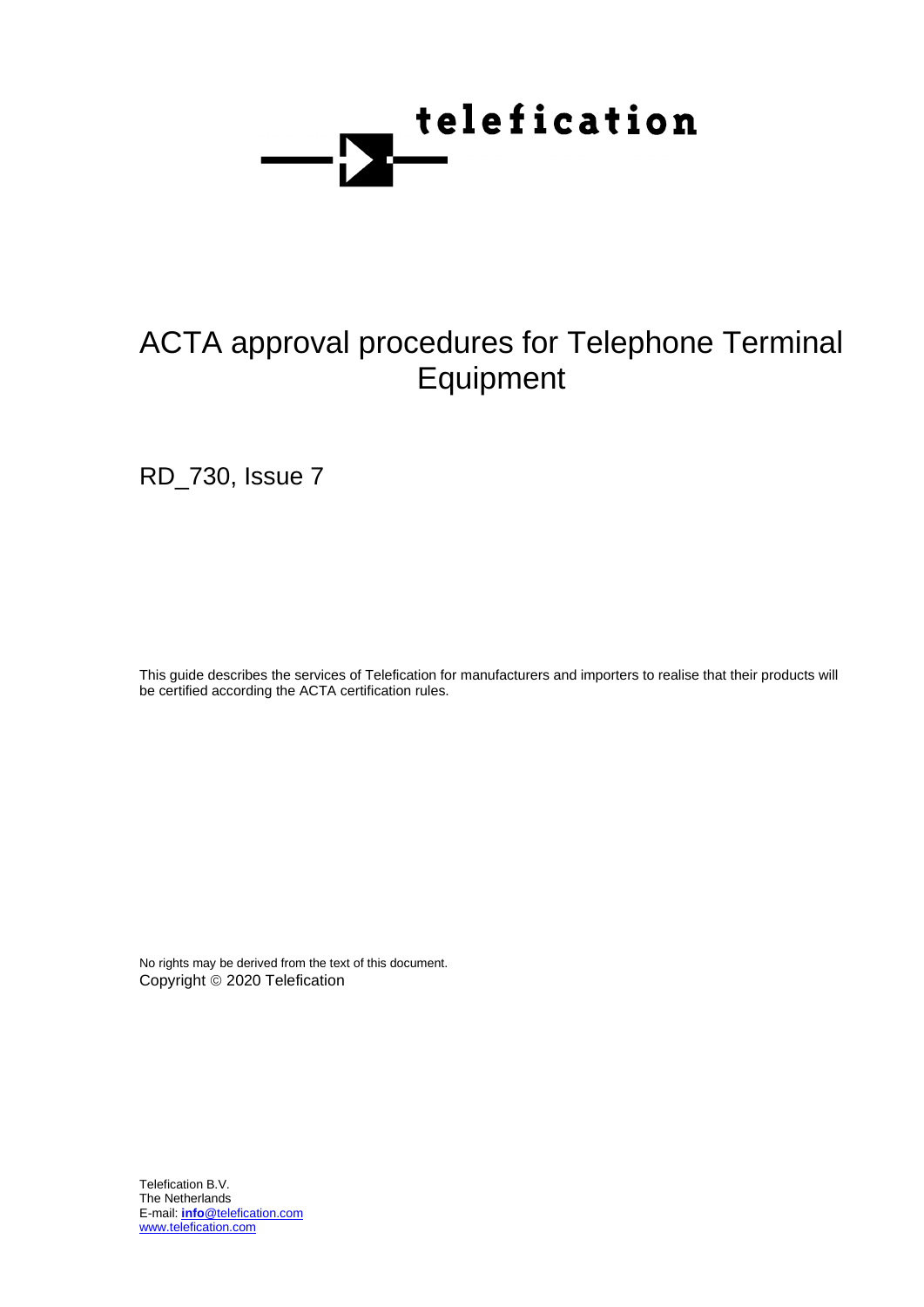telefication

# ACTA approval procedures for Telephone Terminal Equipment

RD_730, Issue 7

This guide describes the services of Telefication for manufacturers and importers to realise that their products will be certified according the ACTA certification rules.

No rights may be derived from the text of this document.

Copyright © 2020 Telefication

Telefication B.V.
The Netherlands
E-mail: **info**@telefication.com
www.telefication.com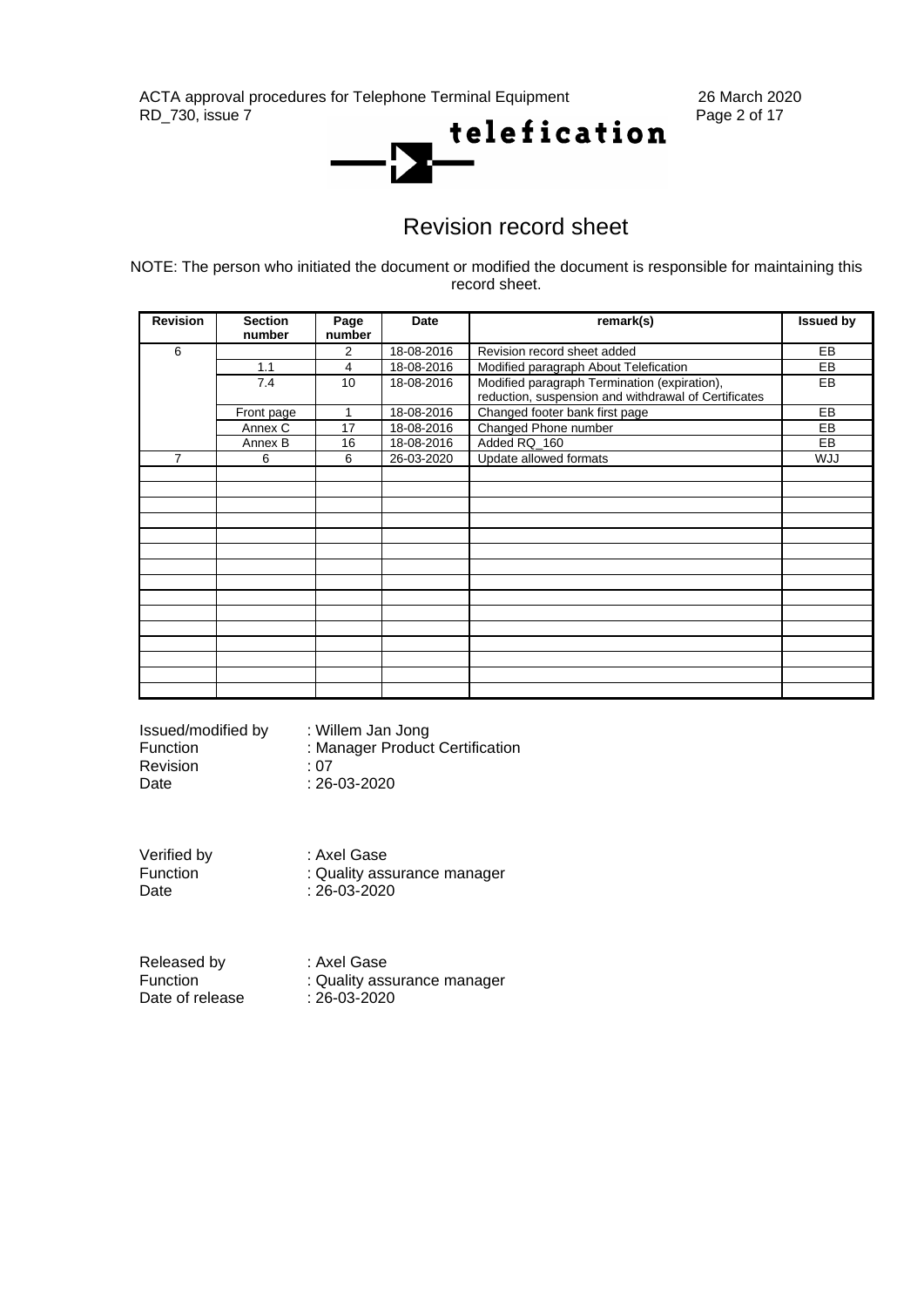# Revision record sheet

NOTE: The person who initiated the document or modified the document is responsible for maintaining this record sheet.

| Revision | Section number | Page number | Date | remark(s) | Issued by |
|---|---|---|---|---|---|
| 6 | | 2 | 18-08-2016 | Revision record sheet added | EB |
| | 1.1 | 4 | 18-08-2016 | Modified paragraph About Telefication | EB |
| | 7.4 | 10 | 18-08-2016 | Modified paragraph Termination (expiration), reduction, suspension and withdrawal of Certificates | EB |
| | Front page | 1 | 18-08-2016 | Changed footer bank first page | EB |
| | Annex C | 17 | 18-08-2016 | Changed Phone number | EB |
| | Annex B | 16 | 18-08-2016 | Added RQ_160 | EB |
| 7 | 6 | 6 | 26-03-2020 | Update allowed formats | WJJ |
| | | | | | |
| | | | | | |
| | | | | | |
| | | | | | |
| | | | | | |
| | | | | | |
| | | | | | |
| | | | | | |
| | | | | | |
| | | | | | |
| | | | | | |
| | | | | | |
| | | | | | |
| | | | | | |
| | | | | | |

Issued/modified by : Willem Jan Jong
Function : Manager Product Certification
Revision : 07
Date : 26-03-2020

Verified by : Axel Gase
Function : Quality assurance manager
Date : 26-03-2020

Released by : Axel Gase
Function : Quality assurance manager
Date of release : 26-03-2020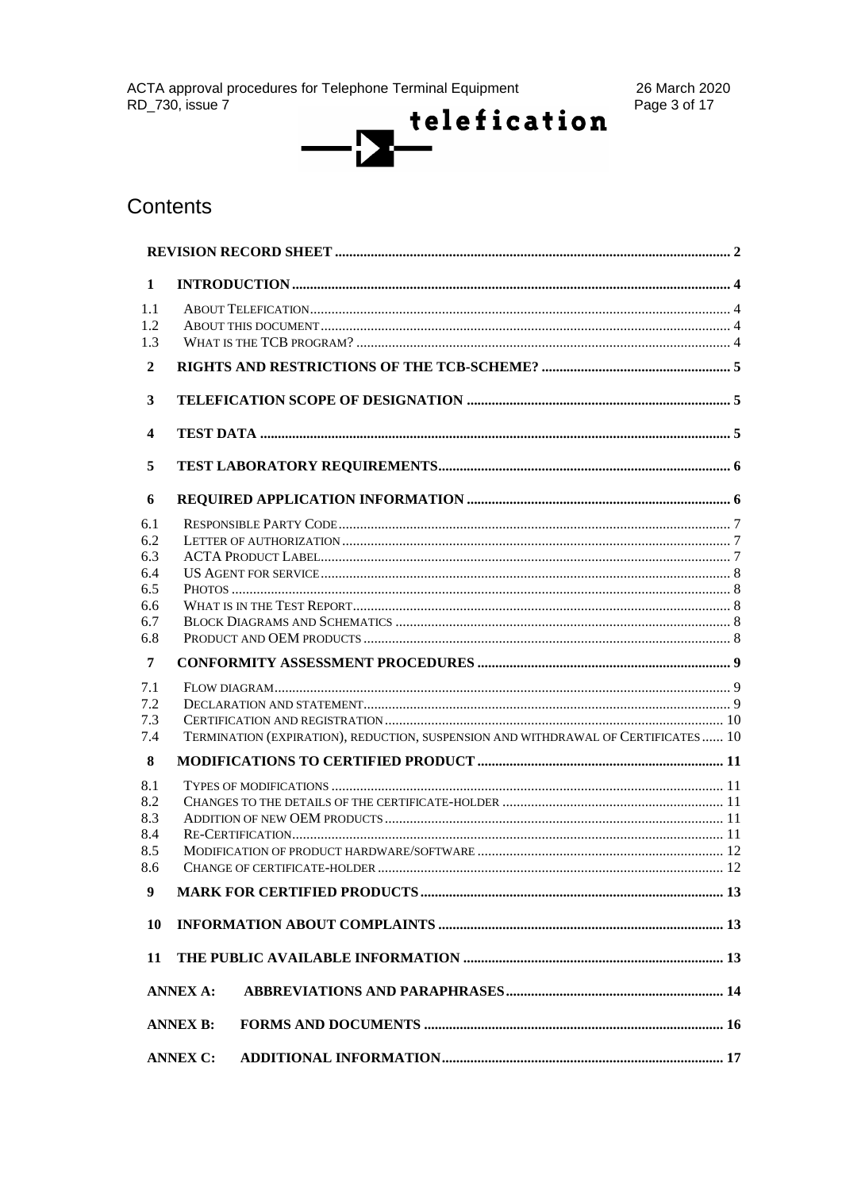# Contents

| | | |
|---|---|---|
| | **REVISION RECORD SHEET** | **2** |
| **1** | **INTRODUCTION** | **4** |
| 1.1 | ABOUT TELEFICATION | 4 |
| 1.2 | ABOUT THIS DOCUMENT | 4 |
| 1.3 | WHAT IS THE TCB PROGRAM? | 4 |
| **2** | **RIGHTS AND RESTRICTIONS OF THE TCB-SCHEME?** | **5** |
| **3** | **TELEFICATION SCOPE OF DESIGNATION** | **5** |
| **4** | **TEST DATA** | **5** |
| **5** | **TEST LABORATORY REQUIREMENTS** | **6** |
| **6** | **REQUIRED APPLICATION INFORMATION** | **6** |
| 6.1 | RESPONSIBLE PARTY CODE | 7 |
| 6.2 | LETTER OF AUTHORIZATION | 7 |
| 6.3 | ACTA PRODUCT LABEL | 7 |
| 6.4 | US AGENT FOR SERVICE | 8 |
| 6.5 | PHOTOS | 8 |
| 6.6 | WHAT IS IN THE TEST REPORT | 8 |
| 6.7 | BLOCK DIAGRAMS AND SCHEMATICS | 8 |
| 6.8 | PRODUCT AND OEM PRODUCTS | 8 |
| **7** | **CONFORMITY ASSESSMENT PROCEDURES** | **9** |
| 7.1 | FLOW DIAGRAM | 9 |
| 7.2 | DECLARATION AND STATEMENT | 9 |
| 7.3 | CERTIFICATION AND REGISTRATION | 10 |
| 7.4 | TERMINATION (EXPIRATION), REDUCTION, SUSPENSION AND WITHDRAWAL OF CERTIFICATES | 10 |
| **8** | **MODIFICATIONS TO CERTIFIED PRODUCT** | **11** |
| 8.1 | TYPES OF MODIFICATIONS | 11 |
| 8.2 | CHANGES TO THE DETAILS OF THE CERTIFICATE-HOLDER | 11 |
| 8.3 | ADDITION OF NEW OEM PRODUCTS | 11 |
| 8.4 | RE-CERTIFICATION | 11 |
| 8.5 | MODIFICATION OF PRODUCT HARDWARE/SOFTWARE | 12 |
| 8.6 | CHANGE OF CERTIFICATE-HOLDER | 12 |
| **9** | **MARK FOR CERTIFIED PRODUCTS** | **13** |
| **10** | **INFORMATION ABOUT COMPLAINTS** | **13** |
| **11** | **THE PUBLIC AVAILABLE INFORMATION** | **13** |
| **ANNEX A:** | **ABBREVIATIONS AND PARAPHRASES** | **14** |
| **ANNEX B:** | **FORMS AND DOCUMENTS** | **16** |
| **ANNEX C:** | **ADDITIONAL INFORMATION** | **17** |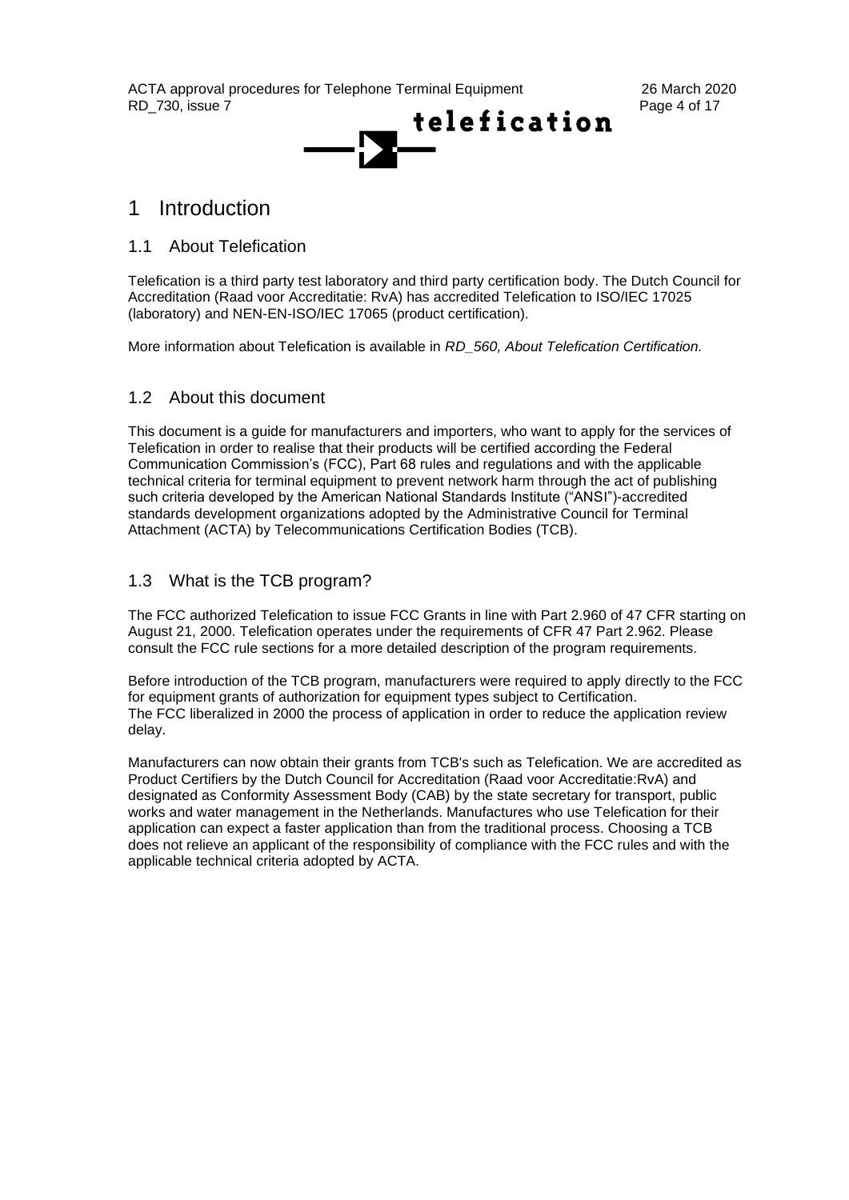# 1 Introduction

## 1.1 About Telefication

Telefication is a third party test laboratory and third party certification body. The Dutch Council for Accreditation (Raad voor Accreditatie: RvA) has accredited Telefication to ISO/IEC 17025 (laboratory) and NEN-EN-ISO/IEC 17065 (product certification).

More information about Telefication is available in *RD_560, About Telefication Certification.*

## 1.2 About this document

This document is a guide for manufacturers and importers, who want to apply for the services of Telefication in order to realise that their products will be certified according the Federal Communication Commission's (FCC), Part 68 rules and regulations and with the applicable technical criteria for terminal equipment to prevent network harm through the act of publishing such criteria developed by the American National Standards Institute ("ANSI")-accredited standards development organizations adopted by the Administrative Council for Terminal Attachment (ACTA) by Telecommunications Certification Bodies (TCB).

## 1.3 What is the TCB program?

The FCC authorized Telefication to issue FCC Grants in line with Part 2.960 of 47 CFR starting on August 21, 2000. Telefication operates under the requirements of CFR 47 Part 2.962. Please consult the FCC rule sections for a more detailed description of the program requirements.

Before introduction of the TCB program, manufacturers were required to apply directly to the FCC for equipment grants of authorization for equipment types subject to Certification.
The FCC liberalized in 2000 the process of application in order to reduce the application review delay.

Manufacturers can now obtain their grants from TCB's such as Telefication. We are accredited as Product Certifiers by the Dutch Council for Accreditation (Raad voor Accreditatie:RvA) and designated as Conformity Assessment Body (CAB) by the state secretary for transport, public works and water management in the Netherlands. Manufactures who use Telefication for their application can expect a faster application than from the traditional process. Choosing a TCB does not relieve an applicant of the responsibility of compliance with the FCC rules and with the applicable technical criteria adopted by ACTA.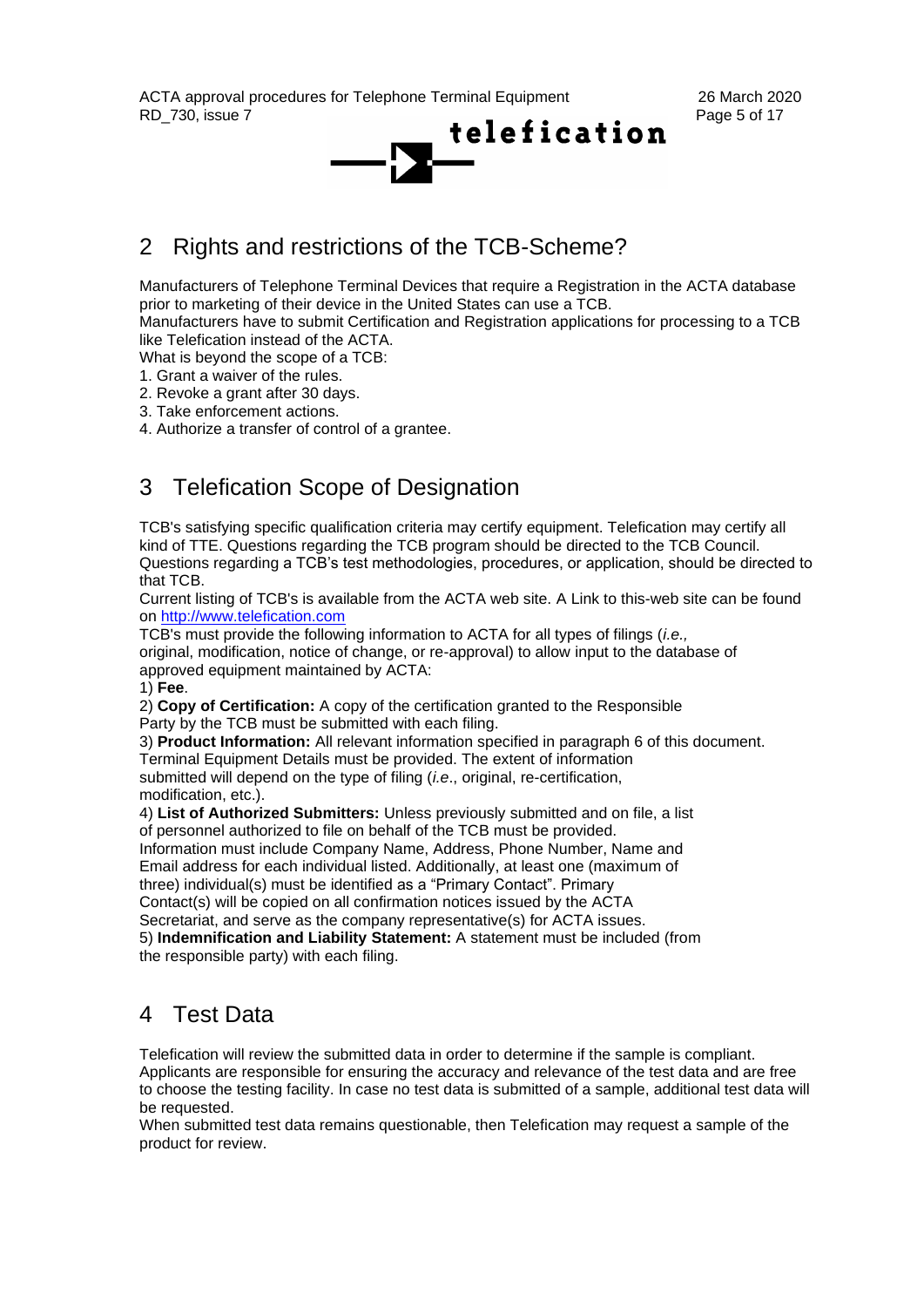## 2 Rights and restrictions of the TCB-Scheme?

Manufacturers of Telephone Terminal Devices that require a Registration in the ACTA database prior to marketing of their device in the United States can use a TCB.
Manufacturers have to submit Certification and Registration applications for processing to a TCB like Telefication instead of the ACTA.
What is beyond the scope of a TCB:
1. Grant a waiver of the rules.
2. Revoke a grant after 30 days.
3. Take enforcement actions.
4. Authorize a transfer of control of a grantee.

## 3 Telefication Scope of Designation

TCB's satisfying specific qualification criteria may certify equipment. Telefication may certify all kind of TTE. Questions regarding the TCB program should be directed to the TCB Council. Questions regarding a TCB's test methodologies, procedures, or application, should be directed to that TCB.
Current listing of TCB's is available from the ACTA web site. A Link to this-web site can be found on [http://www.telefication.com](http://www.telefication.com)
TCB's must provide the following information to ACTA for all types of filings (*i.e.,* original, modification, notice of change, or re-approval) to allow input to the database of approved equipment maintained by ACTA:
1) **Fee**.
2) **Copy of Certification:** A copy of the certification granted to the Responsible Party by the TCB must be submitted with each filing.
3) **Product Information:** All relevant information specified in paragraph 6 of this document. Terminal Equipment Details must be provided. The extent of information submitted will depend on the type of filing (*i.e*., original, re-certification, modification, etc.).
4) **List of Authorized Submitters:** Unless previously submitted and on file, a list of personnel authorized to file on behalf of the TCB must be provided. Information must include Company Name, Address, Phone Number, Name and Email address for each individual listed. Additionally, at least one (maximum of three) individual(s) must be identified as a "Primary Contact". Primary Contact(s) will be copied on all confirmation notices issued by the ACTA Secretariat, and serve as the company representative(s) for ACTA issues.
5) **Indemnification and Liability Statement:** A statement must be included (from the responsible party) with each filing.

## 4 Test Data

Telefication will review the submitted data in order to determine if the sample is compliant. Applicants are responsible for ensuring the accuracy and relevance of the test data and are free to choose the testing facility. In case no test data is submitted of a sample, additional test data will be requested.
When submitted test data remains questionable, then Telefication may request a sample of the product for review.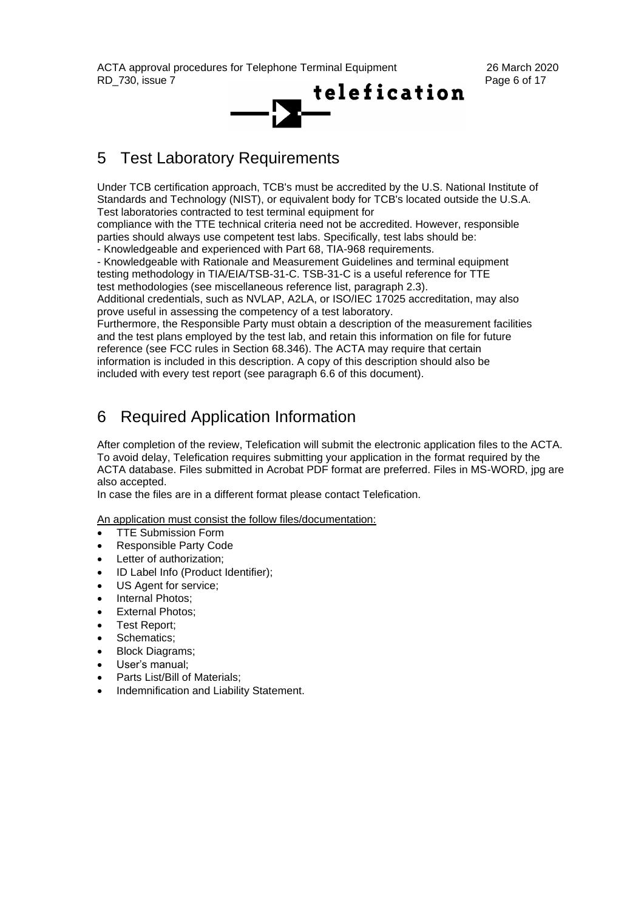## 5 Test Laboratory Requirements

Under TCB certification approach, TCB's must be accredited by the U.S. National Institute of Standards and Technology (NIST), or equivalent body for TCB's located outside the U.S.A. Test laboratories contracted to test terminal equipment for compliance with the TTE technical criteria need not be accredited. However, responsible parties should always use competent test labs. Specifically, test labs should be:

- Knowledgeable and experienced with Part 68, TIA-968 requirements.
- Knowledgeable with Rationale and Measurement Guidelines and terminal equipment testing methodology in TIA/EIA/TSB-31-C. TSB-31-C is a useful reference for TTE test methodologies (see miscellaneous reference list, paragraph 2.3).

Additional credentials, such as NVLAP, A2LA, or ISO/IEC 17025 accreditation, may also prove useful in assessing the competency of a test laboratory.

Furthermore, the Responsible Party must obtain a description of the measurement facilities and the test plans employed by the test lab, and retain this information on file for future reference (see FCC rules in Section 68.346). The ACTA may require that certain information is included in this description. A copy of this description should also be included with every test report (see paragraph 6.6 of this document).

## 6 Required Application Information

After completion of the review, Telefication will submit the electronic application files to the ACTA. To avoid delay, Telefication requires submitting your application in the format required by the ACTA database. Files submitted in Acrobat PDF format are preferred. Files in MS-WORD, jpg are also accepted.

In case the files are in a different format please contact Telefication.

<u>An application must consist the follow files/documentation:</u>

- TTE Submission Form
- Responsible Party Code
- Letter of authorization;
- ID Label Info (Product Identifier);
- US Agent for service;
- Internal Photos;
- External Photos;
- Test Report;
- Schematics;
- Block Diagrams;
- User's manual;
- Parts List/Bill of Materials;
- Indemnification and Liability Statement.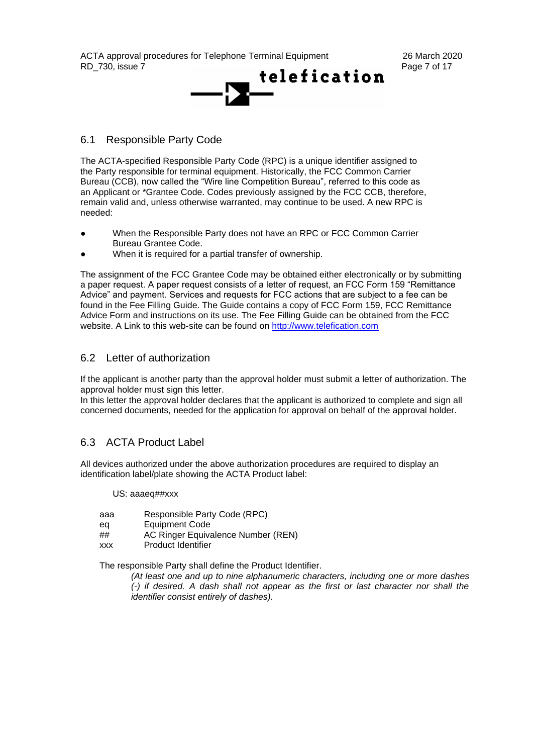## 6.1 Responsible Party Code

The ACTA-specified Responsible Party Code (RPC) is a unique identifier assigned to the Party responsible for terminal equipment. Historically, the FCC Common Carrier Bureau (CCB), now called the "Wire line Competition Bureau", referred to this code as an Applicant or *Grantee Code. Codes previously assigned by the FCC CCB, therefore, remain valid and, unless otherwise warranted, may continue to be used. A new RPC is needed:

- When the Responsible Party does not have an RPC or FCC Common Carrier Bureau Grantee Code.
- When it is required for a partial transfer of ownership.

The assignment of the FCC Grantee Code may be obtained either electronically or by submitting a paper request. A paper request consists of a letter of request, an FCC Form 159 "Remittance Advice" and payment. Services and requests for FCC actions that are subject to a fee can be found in the Fee Filling Guide. The Guide contains a copy of FCC Form 159, FCC Remittance Advice Form and instructions on its use. The Fee Filling Guide can be obtained from the FCC website. A Link to this web-site can be found on [http://www.telefication.com](http://www.telefication.com)

## 6.2 Letter of authorization

If the applicant is another party than the approval holder must submit a letter of authorization. The approval holder must sign this letter.
In this letter the approval holder declares that the applicant is authorized to complete and sign all concerned documents, needed for the application for approval on behalf of the approval holder.

## 6.3 ACTA Product Label

All devices authorized under the above authorization procedures are required to display an identification label/plate showing the ACTA Product label:

US: aaaeq##xxx

| | |
|---|---|
| aaa | Responsible Party Code (RPC) |
| eq | Equipment Code |
| ## | AC Ringer Equivalence Number (REN) |
| xxx | Product Identifier |

The responsible Party shall define the Product Identifier.

*(At least one and up to nine alphanumeric characters, including one or more dashes (-) if desired. A dash shall not appear as the first or last character nor shall the identifier consist entirely of dashes).*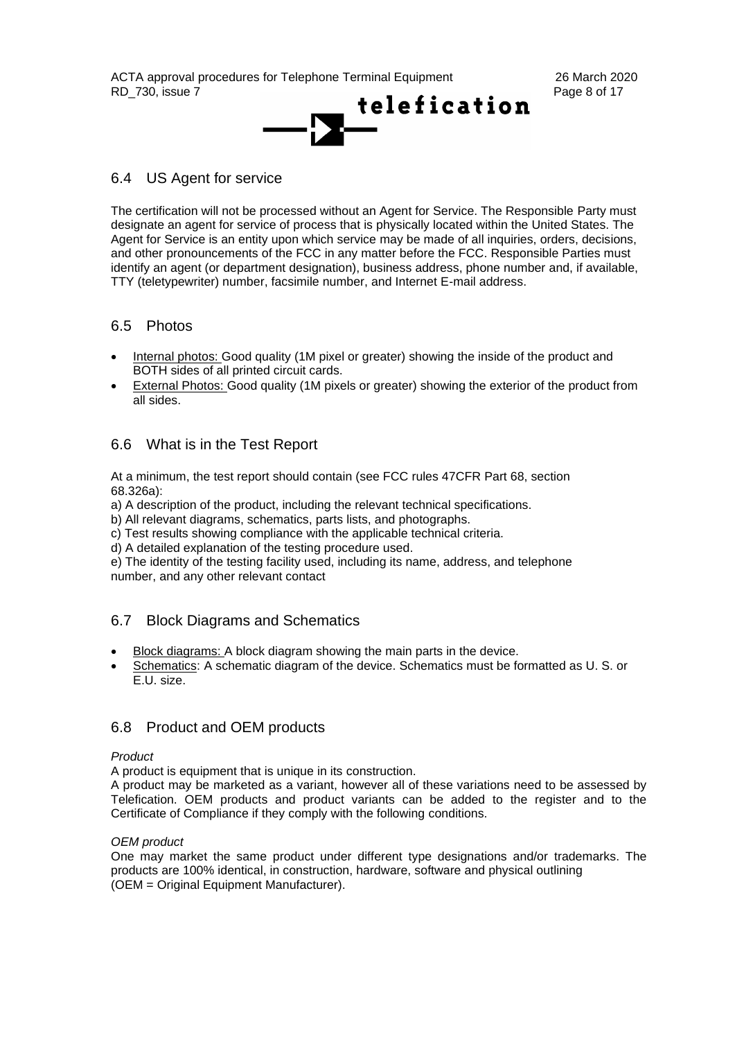## 6.4 US Agent for service

The certification will not be processed without an Agent for Service. The Responsible Party must designate an agent for service of process that is physically located within the United States. The Agent for Service is an entity upon which service may be made of all inquiries, orders, decisions, and other pronouncements of the FCC in any matter before the FCC. Responsible Parties must identify an agent (or department designation), business address, phone number and, if available, TTY (teletypewriter) number, facsimile number, and Internet E-mail address.

## 6.5 Photos

- Internal photos: Good quality (1M pixel or greater) showing the inside of the product and BOTH sides of all printed circuit cards.
- External Photos: Good quality (1M pixels or greater) showing the exterior of the product from all sides.

## 6.6 What is in the Test Report

At a minimum, the test report should contain (see FCC rules 47CFR Part 68, section 68.326a):

a) A description of the product, including the relevant technical specifications.
b) All relevant diagrams, schematics, parts lists, and photographs.
c) Test results showing compliance with the applicable technical criteria.
d) A detailed explanation of the testing procedure used.
e) The identity of the testing facility used, including its name, address, and telephone number, and any other relevant contact

## 6.7 Block Diagrams and Schematics

- Block diagrams: A block diagram showing the main parts in the device.
- Schematics: A schematic diagram of the device. Schematics must be formatted as U. S. or E.U. size.

## 6.8 Product and OEM products

*Product*

A product is equipment that is unique in its construction.
A product may be marketed as a variant, however all of these variations need to be assessed by Telefication. OEM products and product variants can be added to the register and to the Certificate of Compliance if they comply with the following conditions.

*OEM product*

One may market the same product under different type designations and/or trademarks. The products are 100% identical, in construction, hardware, software and physical outlining (OEM = Original Equipment Manufacturer).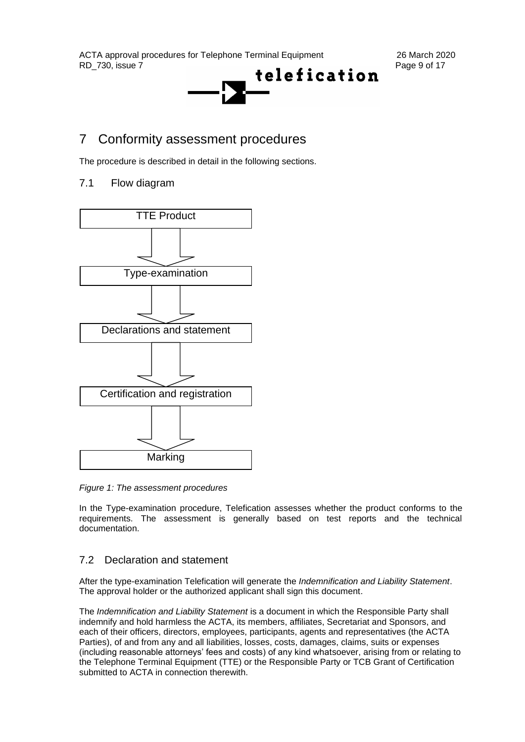# 7 Conformity assessment procedures

The procedure is described in detail in the following sections.

## 7.1 Flow diagram

TTE Product

↓

Type-examination

↓

Declarations and statement

↓

Certification and registration

↓

Marking

*Figure 1: The assessment procedures*

In the Type-examination procedure, Telefication assesses whether the product conforms to the requirements. The assessment is generally based on test reports and the technical documentation.

## 7.2 Declaration and statement

After the type-examination Telefication will generate the *Indemnification and Liability Statement*. The approval holder or the authorized applicant shall sign this document.

The *Indemnification and Liability Statement* is a document in which the Responsible Party shall indemnify and hold harmless the ACTA, its members, affiliates, Secretariat and Sponsors, and each of their officers, directors, employees, participants, agents and representatives (the ACTA Parties), of and from any and all liabilities, losses, costs, damages, claims, suits or expenses (including reasonable attorneys' fees and costs) of any kind whatsoever, arising from or relating to the Telephone Terminal Equipment (TTE) or the Responsible Party or TCB Grant of Certification submitted to ACTA in connection therewith.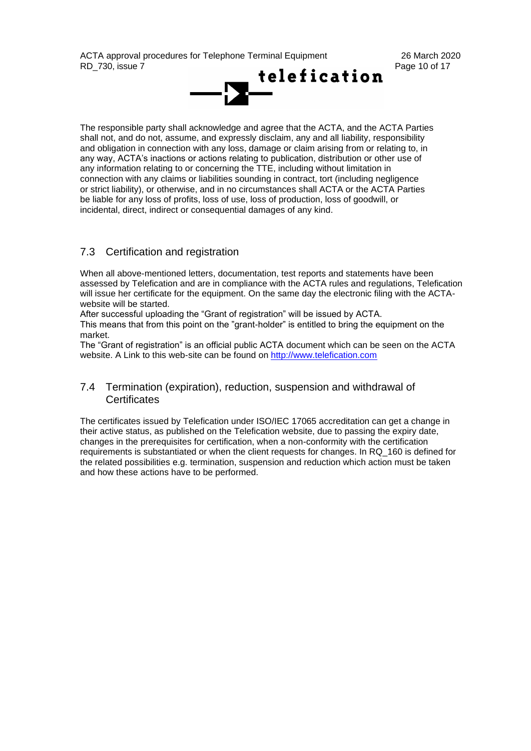The responsible party shall acknowledge and agree that the ACTA, and the ACTA Parties shall not, and do not, assume, and expressly disclaim, any and all liability, responsibility and obligation in connection with any loss, damage or claim arising from or relating to, in any way, ACTA's inactions or actions relating to publication, distribution or other use of any information relating to or concerning the TTE, including without limitation in connection with any claims or liabilities sounding in contract, tort (including negligence or strict liability), or otherwise, and in no circumstances shall ACTA or the ACTA Parties be liable for any loss of profits, loss of use, loss of production, loss of goodwill, or incidental, direct, indirect or consequential damages of any kind.

## 7.3 Certification and registration

When all above-mentioned letters, documentation, test reports and statements have been assessed by Telefication and are in compliance with the ACTA rules and regulations, Telefication will issue her certificate for the equipment. On the same day the electronic filing with the ACTA-website will be started.
After successful uploading the "Grant of registration" will be issued by ACTA.
This means that from this point on the "grant-holder" is entitled to bring the equipment on the market.
The "Grant of registration" is an official public ACTA document which can be seen on the ACTA website. A Link to this web-site can be found on http://www.telefication.com

## 7.4 Termination (expiration), reduction, suspension and withdrawal of Certificates

The certificates issued by Telefication under ISO/IEC 17065 accreditation can get a change in their active status, as published on the Telefication website, due to passing the expiry date, changes in the prerequisites for certification, when a non-conformity with the certification requirements is substantiated or when the client requests for changes. In RQ_160 is defined for the related possibilities e.g. termination, suspension and reduction which action must be taken and how these actions have to be performed.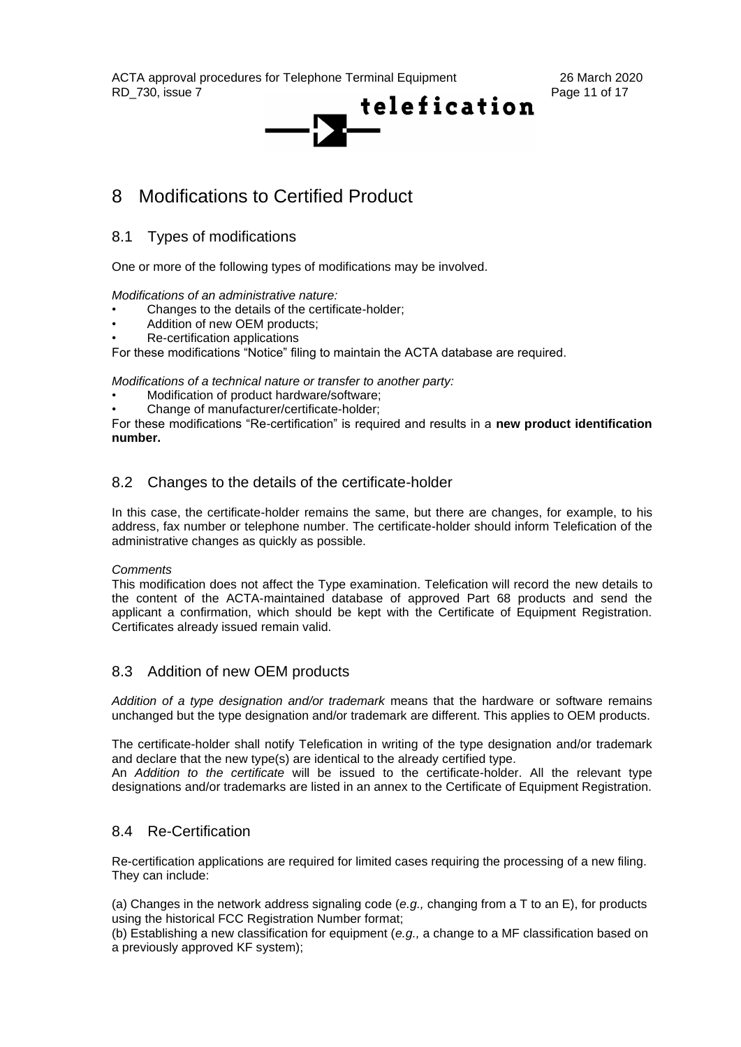# 8 Modifications to Certified Product

## 8.1 Types of modifications

One or more of the following types of modifications may be involved.

*Modifications of an administrative nature:*

- Changes to the details of the certificate-holder;
- Addition of new OEM products;
- Re-certification applications

For these modifications "Notice" filing to maintain the ACTA database are required.

*Modifications of a technical nature or transfer to another party:*

- Modification of product hardware/software;
- Change of manufacturer/certificate-holder;

For these modifications "Re-certification" is required and results in a **new product identification number.**

## 8.2 Changes to the details of the certificate-holder

In this case, the certificate-holder remains the same, but there are changes, for example, to his address, fax number or telephone number. The certificate-holder should inform Telefication of the administrative changes as quickly as possible.

*Comments*

This modification does not affect the Type examination. Telefication will record the new details to the content of the ACTA-maintained database of approved Part 68 products and send the applicant a confirmation, which should be kept with the Certificate of Equipment Registration. Certificates already issued remain valid.

## 8.3 Addition of new OEM products

*Addition of a type designation and/or trademark* means that the hardware or software remains unchanged but the type designation and/or trademark are different. This applies to OEM products.

The certificate-holder shall notify Telefication in writing of the type designation and/or trademark and declare that the new type(s) are identical to the already certified type.

An *Addition to the certificate* will be issued to the certificate-holder. All the relevant type designations and/or trademarks are listed in an annex to the Certificate of Equipment Registration.

## 8.4 Re-Certification

Re-certification applications are required for limited cases requiring the processing of a new filing. They can include:

(a) Changes in the network address signaling code (*e.g.,* changing from a T to an E), for products using the historical FCC Registration Number format;

(b) Establishing a new classification for equipment (*e.g.,* a change to a MF classification based on a previously approved KF system);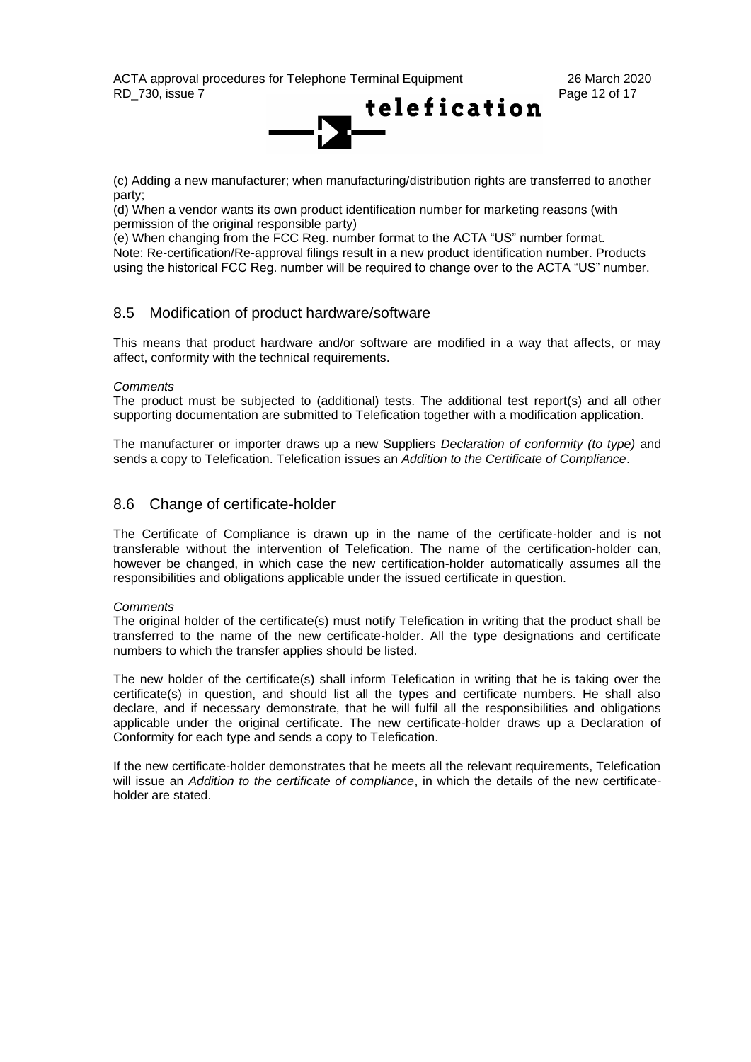(c) Adding a new manufacturer; when manufacturing/distribution rights are transferred to another party;

(d) When a vendor wants its own product identification number for marketing reasons (with permission of the original responsible party)

(e) When changing from the FCC Reg. number format to the ACTA "US" number format.

Note: Re-certification/Re-approval filings result in a new product identification number. Products using the historical FCC Reg. number will be required to change over to the ACTA "US" number.

## 8.5 Modification of product hardware/software

This means that product hardware and/or software are modified in a way that affects, or may affect, conformity with the technical requirements.

*Comments*

The product must be subjected to (additional) tests. The additional test report(s) and all other supporting documentation are submitted to Telefication together with a modification application.

The manufacturer or importer draws up a new Suppliers *Declaration of conformity (to type)* and sends a copy to Telefication. Telefication issues an *Addition to the Certificate of Compliance*.

## 8.6 Change of certificate-holder

The Certificate of Compliance is drawn up in the name of the certificate-holder and is not transferable without the intervention of Telefication. The name of the certification-holder can, however be changed, in which case the new certification-holder automatically assumes all the responsibilities and obligations applicable under the issued certificate in question.

*Comments*

The original holder of the certificate(s) must notify Telefication in writing that the product shall be transferred to the name of the new certificate-holder. All the type designations and certificate numbers to which the transfer applies should be listed.

The new holder of the certificate(s) shall inform Telefication in writing that he is taking over the certificate(s) in question, and should list all the types and certificate numbers. He shall also declare, and if necessary demonstrate, that he will fulfil all the responsibilities and obligations applicable under the original certificate. The new certificate-holder draws up a Declaration of Conformity for each type and sends a copy to Telefication.

If the new certificate-holder demonstrates that he meets all the relevant requirements, Telefication will issue an *Addition to the certificate of compliance*, in which the details of the new certificate-holder are stated.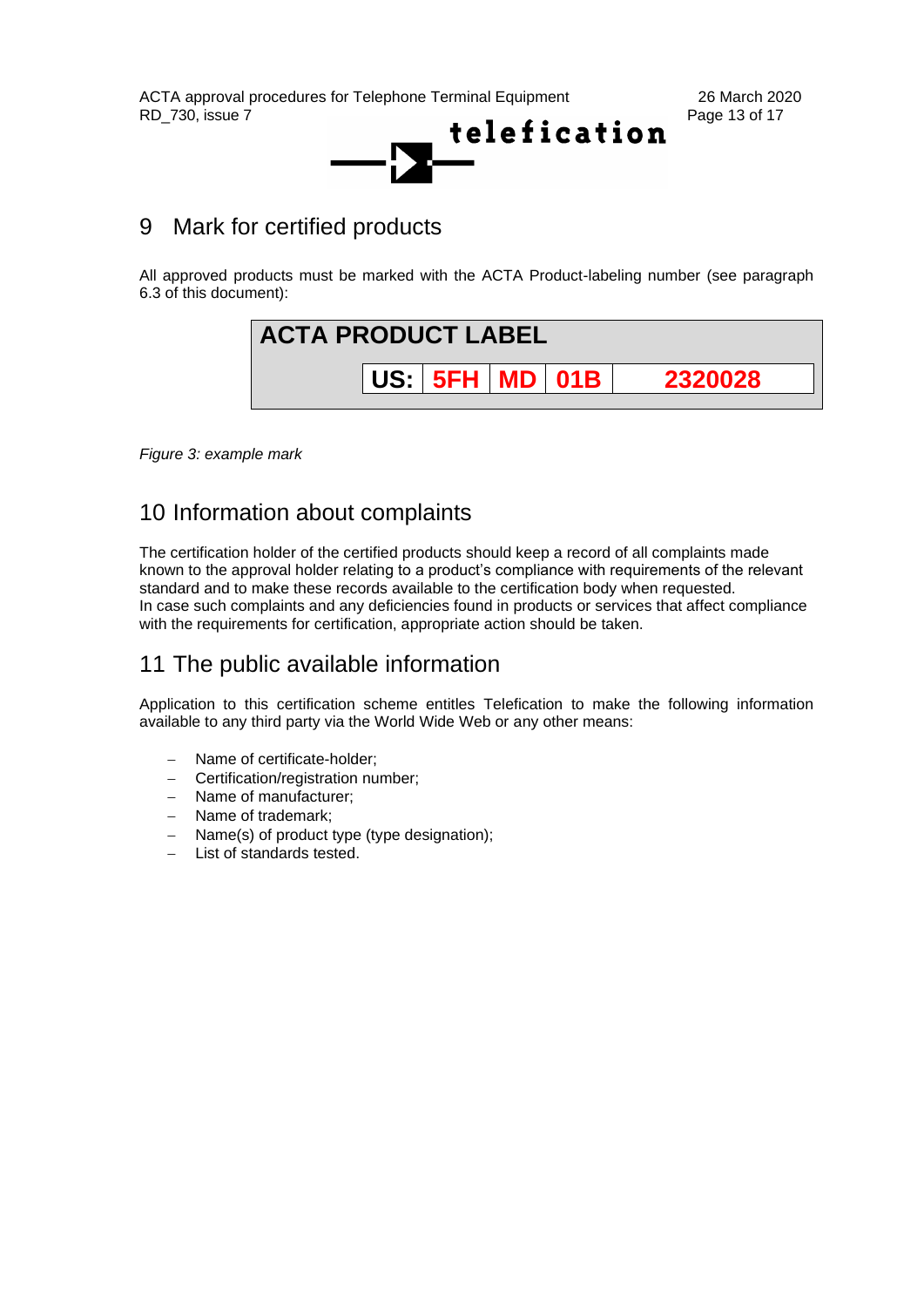# 9 Mark for certified products

All approved products must be marked with the ACTA Product-labeling number (see paragraph 6.3 of this document):

| ACTA PRODUCT LABEL | | | | |
|---|---|---|---|---|
| US: | 5FH | MD | 01B | 2320028 |

*Figure 3: example mark*

# 10 Information about complaints

The certification holder of the certified products should keep a record of all complaints made known to the approval holder relating to a product's compliance with requirements of the relevant standard and to make these records available to the certification body when requested.
In case such complaints and any deficiencies found in products or services that affect compliance with the requirements for certification, appropriate action should be taken.

# 11 The public available information

Application to this certification scheme entitles Telefication to make the following information available to any third party via the World Wide Web or any other means:

- Name of certificate-holder;
- Certification/registration number;
- Name of manufacturer;
- Name of trademark;
- Name(s) of product type (type designation);
- List of standards tested.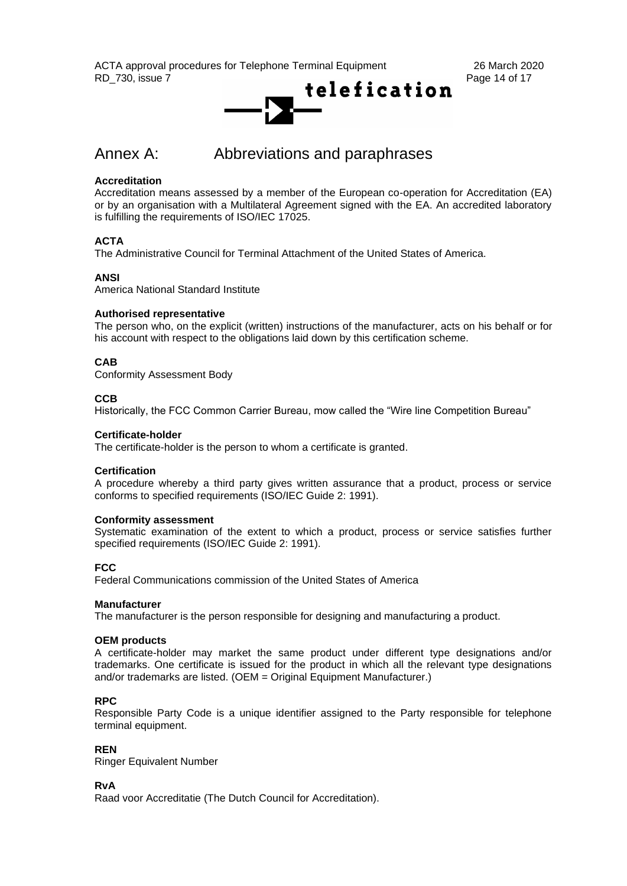# Annex A: Abbreviations and paraphrases

**Accreditation**
Accreditation means assessed by a member of the European co-operation for Accreditation (EA) or by an organisation with a Multilateral Agreement signed with the EA. An accredited laboratory is fulfilling the requirements of ISO/IEC 17025.

**ACTA**
The Administrative Council for Terminal Attachment of the United States of America.

**ANSI**
America National Standard Institute

**Authorised representative**
The person who, on the explicit (written) instructions of the manufacturer, acts on his behalf or for his account with respect to the obligations laid down by this certification scheme.

**CAB**
Conformity Assessment Body

**CCB**
Historically, the FCC Common Carrier Bureau, mow called the "Wire line Competition Bureau"

**Certificate-holder**
The certificate-holder is the person to whom a certificate is granted.

**Certification**
A procedure whereby a third party gives written assurance that a product, process or service conforms to specified requirements (ISO/IEC Guide 2: 1991).

**Conformity assessment**
Systematic examination of the extent to which a product, process or service satisfies further specified requirements (ISO/IEC Guide 2: 1991).

**FCC**
Federal Communications commission of the United States of America

**Manufacturer**
The manufacturer is the person responsible for designing and manufacturing a product.

**OEM products**
A certificate-holder may market the same product under different type designations and/or trademarks. One certificate is issued for the product in which all the relevant type designations and/or trademarks are listed. (OEM = Original Equipment Manufacturer.)

**RPC**
Responsible Party Code is a unique identifier assigned to the Party responsible for telephone terminal equipment.

**REN**
Ringer Equivalent Number

**RvA**
Raad voor Accreditatie (The Dutch Council for Accreditation).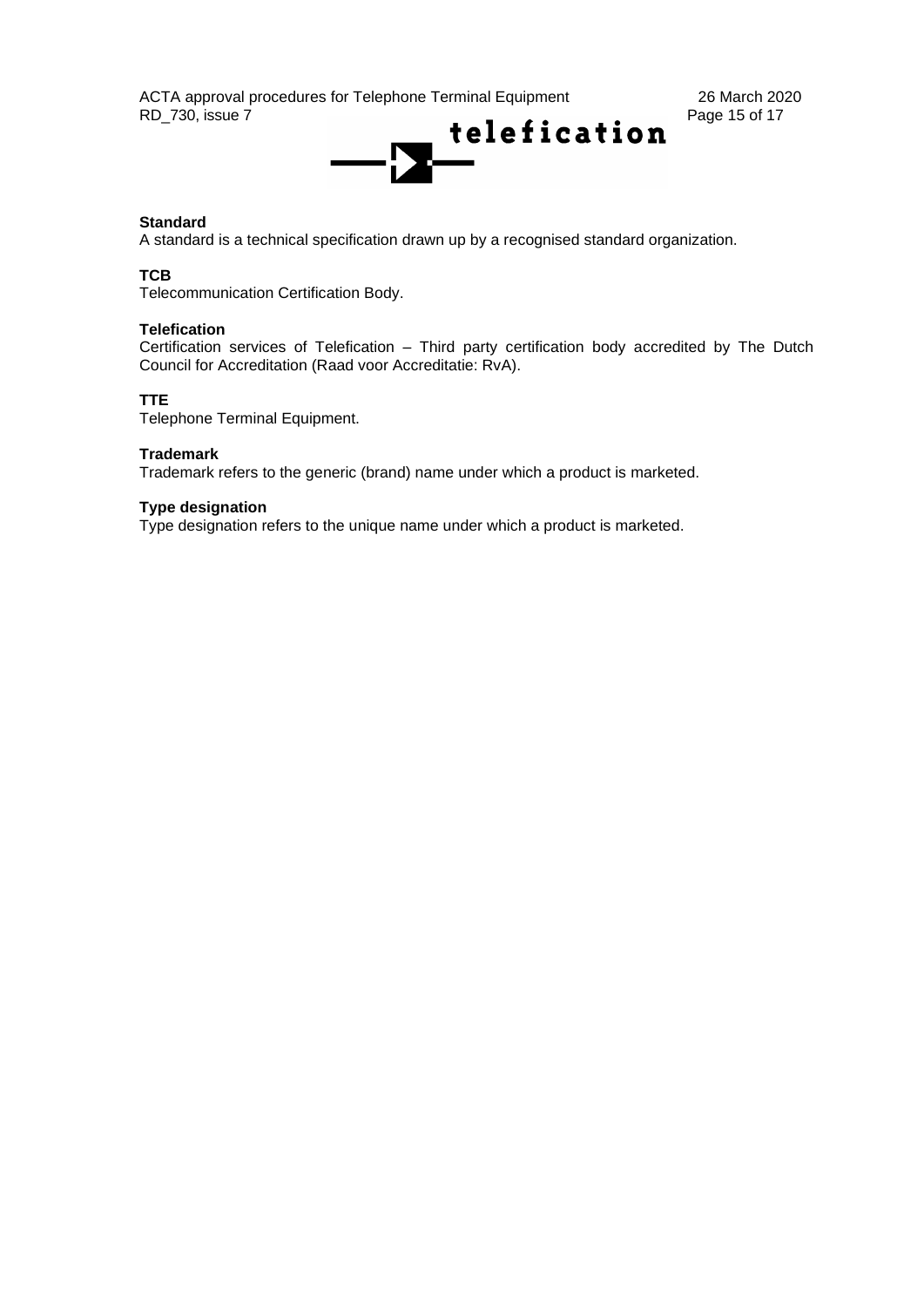**Standard**
A standard is a technical specification drawn up by a recognised standard organization.

**TCB**
Telecommunication Certification Body.

**Telefication**
Certification services of Telefication – Third party certification body accredited by The Dutch Council for Accreditation (Raad voor Accreditatie: RvA).

**TTE**
Telephone Terminal Equipment.

**Trademark**
Trademark refers to the generic (brand) name under which a product is marketed.

**Type designation**
Type designation refers to the unique name under which a product is marketed.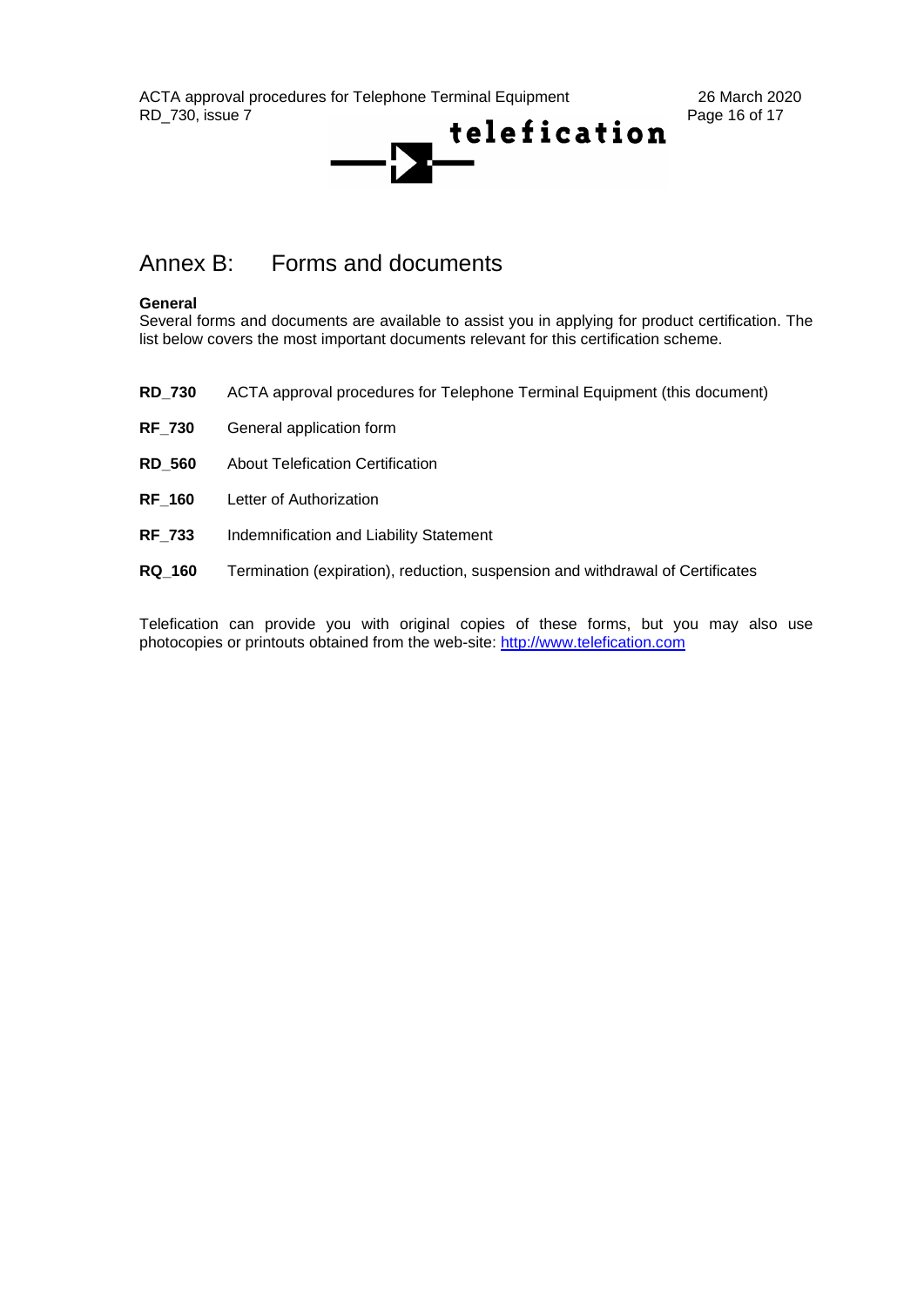# Annex B: Forms and documents

**General**
Several forms and documents are available to assist you in applying for product certification. The list below covers the most important documents relevant for this certification scheme.

**RD_730** ACTA approval procedures for Telephone Terminal Equipment (this document)

**RF_730** General application form

**RD_560** About Telefication Certification

**RF_160** Letter of Authorization

**RF_733** Indemnification and Liability Statement

**RQ_160** Termination (expiration), reduction, suspension and withdrawal of Certificates

Telefication can provide you with original copies of these forms, but you may also use photocopies or printouts obtained from the web-site: http://www.telefication.com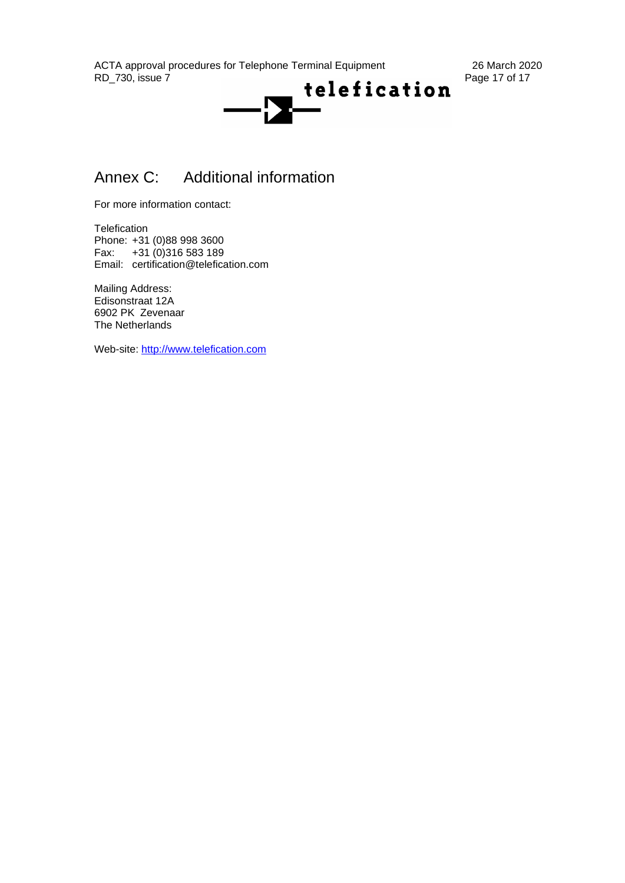# Annex C: Additional information

For more information contact:

Telefication
Phone: +31 (0)88 998 3600
Fax: +31 (0)316 583 189
Email: certification@telefication.com

Mailing Address:
Edisonstraat 12A
6902 PK Zevenaar
The Netherlands

Web-site: http://www.telefication.com